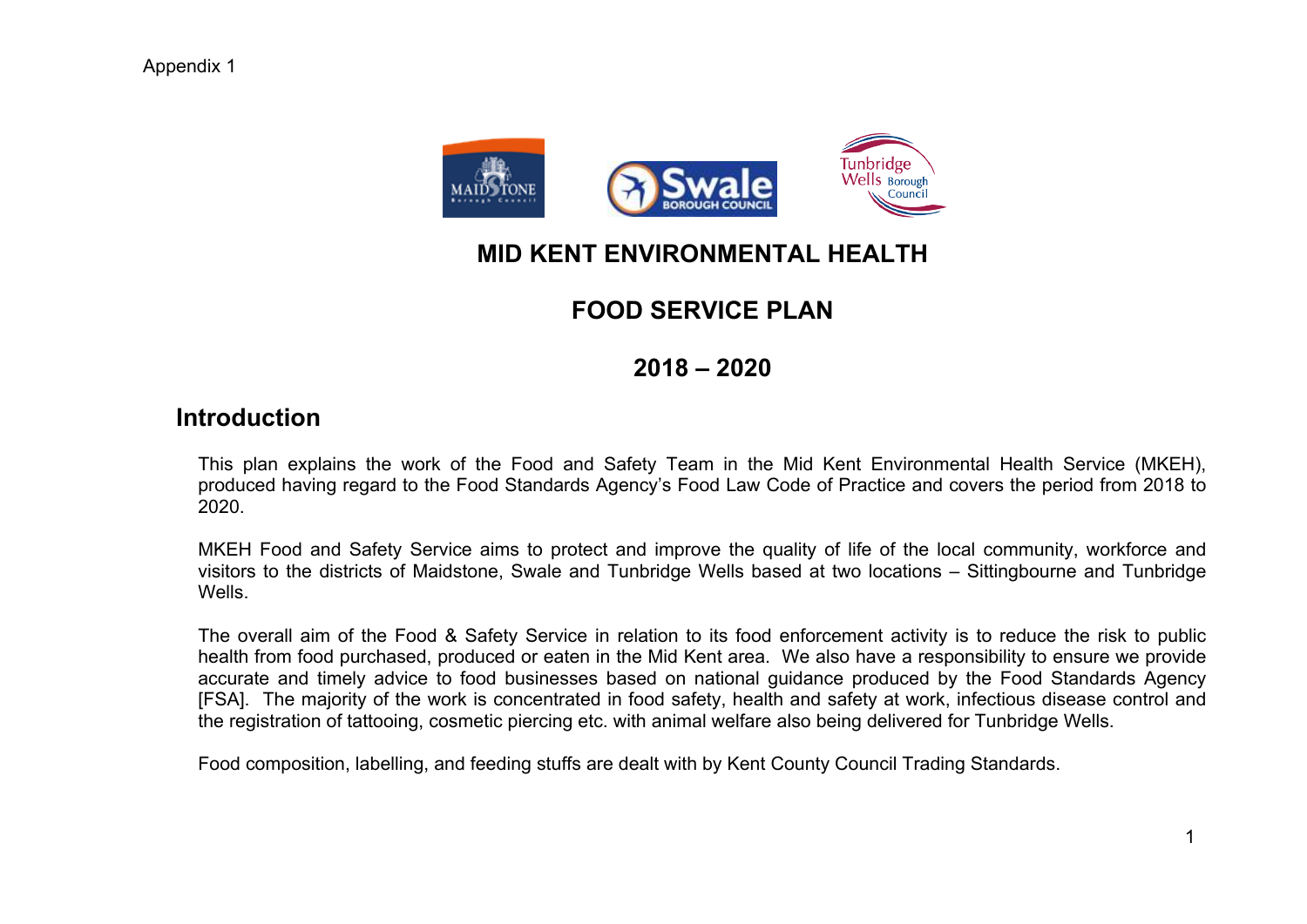Appendix 1

# MID KENT ENVIRONMENTAL HEALTH

# FOOD SERVICE PLAN

# 2018 – 2020

## Introduction

This plan explains the work of the Food and Safety Team in the Mid Kent Environmental Health Service (MKEH), produced having regard to the Food Standards Agency's Food Law Code of Practice and covers the period from 2018 to 2020.

MKEH Food and Safety Service aims to protect and improve the quality of life of the local community, workforce and visitors to the districts of Maidstone, Swale and Tunbridge Wells based at two locations – Sittingbourne and Tunbridge Wells.

The overall aim of the Food & Safety Service in relation to its food enforcement activity is to reduce the risk to public health from food purchased, produced or eaten in the Mid Kent area. We also have a responsibility to ensure we provide accurate and timely advice to food businesses based on national guidance produced by the Food Standards Agency [FSA]. The majority of the work is concentrated in food safety, health and safety at work, infectious disease control and the registration of tattooing, cosmetic piercing etc. with animal welfare also being delivered for Tunbridge Wells.

Food composition, labelling, and feeding stuffs are dealt with by Kent County Council Trading Standards.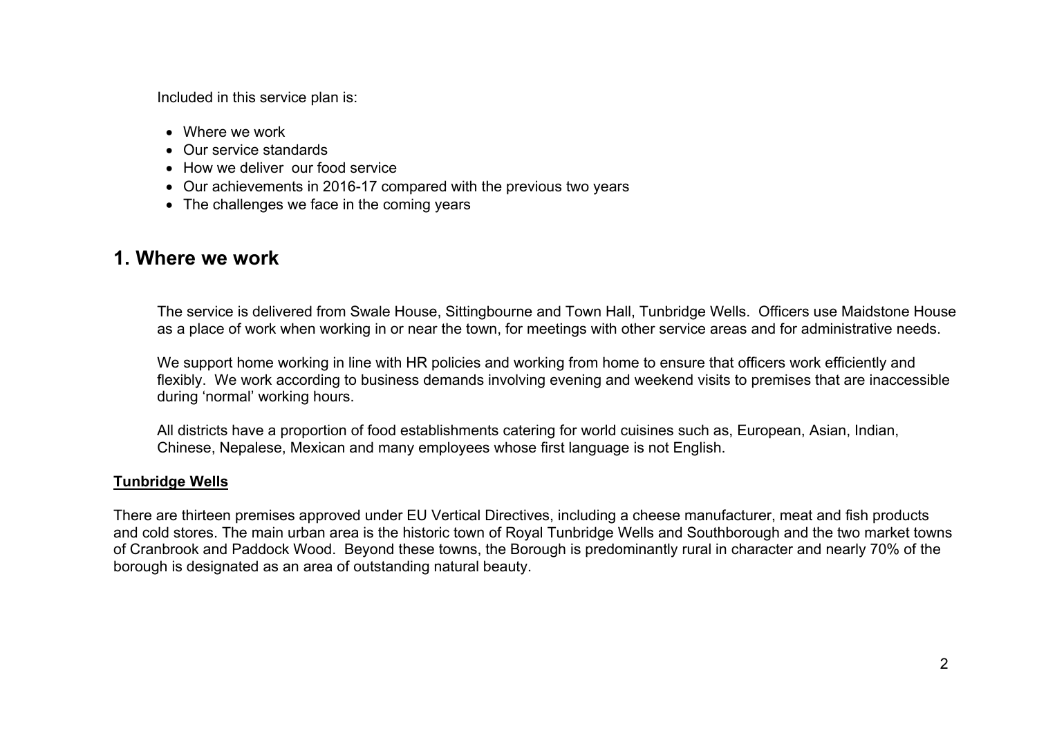Included in this service plan is:

- Where we work
- Our service standards
- How we deliver our food service
- Our achievements in 2016-17 compared with the previous two years
- The challenges we face in the coming years

## 1. Where we work

The service is delivered from Swale House, Sittingbourne and Town Hall, Tunbridge Wells. Officers use Maidstone House as a place of work when working in or near the town, for meetings with other service areas and for administrative needs.

We support home working in line with HR policies and working from home to ensure that officers work efficiently and flexibly. We work according to business demands involving evening and weekend visits to premises that are inaccessible during 'normal' working hours.

All districts have a proportion of food establishments catering for world cuisines such as, European, Asian, Indian, Chinese, Nepalese, Mexican and many employees whose first language is not English.

**Tunbridge Wells**

There are thirteen premises approved under EU Vertical Directives, including a cheese manufacturer, meat and fish products and cold stores. The main urban area is the historic town of Royal Tunbridge Wells and Southborough and the two market towns of Cranbrook and Paddock Wood. Beyond these towns, the Borough is predominantly rural in character and nearly 70% of the borough is designated as an area of outstanding natural beauty.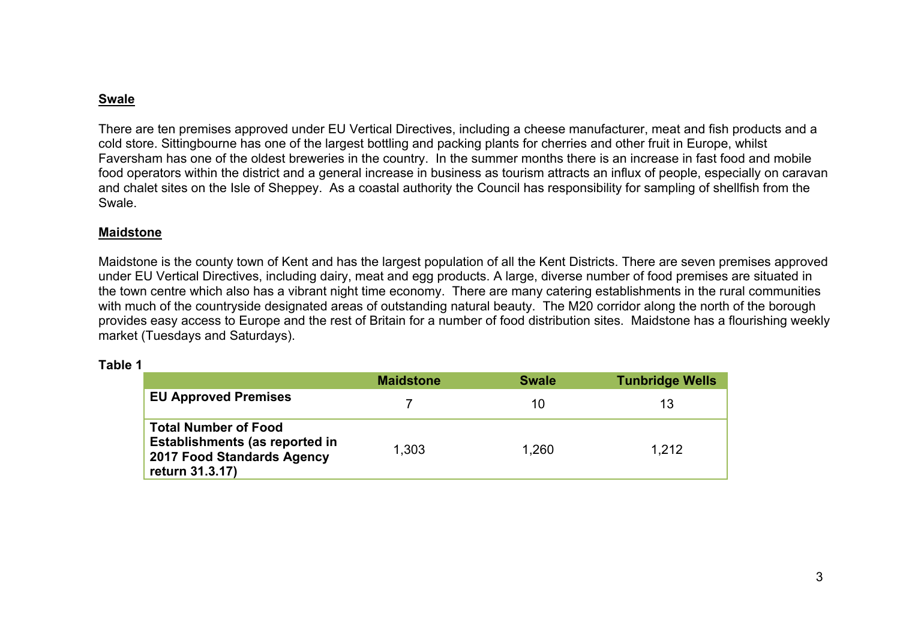**Swale**

There are ten premises approved under EU Vertical Directives, including a cheese manufacturer, meat and fish products and a cold store. Sittingbourne has one of the largest bottling and packing plants for cherries and other fruit in Europe, whilst Faversham has one of the oldest breweries in the country. In the summer months there is an increase in fast food and mobile food operators within the district and a general increase in business as tourism attracts an influx of people, especially on caravan and chalet sites on the Isle of Sheppey. As a coastal authority the Council has responsibility for sampling of shellfish from the Swale.

**Maidstone**

Maidstone is the county town of Kent and has the largest population of all the Kent Districts. There are seven premises approved under EU Vertical Directives, including dairy, meat and egg products. A large, diverse number of food premises are situated in the town centre which also has a vibrant night time economy. There are many catering establishments in the rural communities with much of the countryside designated areas of outstanding natural beauty. The M20 corridor along the north of the borough provides easy access to Europe and the rest of Britain for a number of food distribution sites. Maidstone has a flourishing weekly market (Tuesdays and Saturdays).

**Table 1**

| | Maidstone | Swale | Tunbridge Wells |
|---|---|---|---|
| **EU Approved Premises** | 7 | 10 | 13 |
| **Total Number of Food Establishments (as reported in 2017 Food Standards Agency return 31.3.17)** | 1,303 | 1,260 | 1,212 |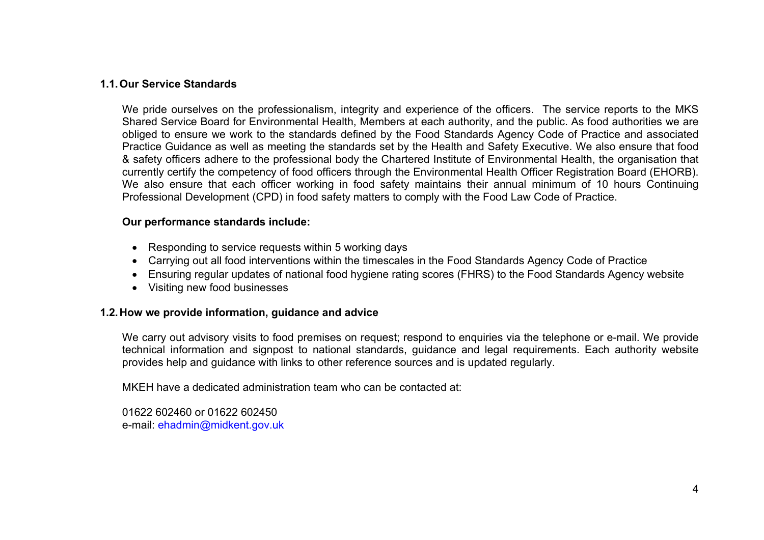### 1.1. Our Service Standards

We pride ourselves on the professionalism, integrity and experience of the officers. The service reports to the MKS Shared Service Board for Environmental Health, Members at each authority, and the public. As food authorities we are obliged to ensure we work to the standards defined by the Food Standards Agency Code of Practice and associated Practice Guidance as well as meeting the standards set by the Health and Safety Executive. We also ensure that food & safety officers adhere to the professional body the Chartered Institute of Environmental Health, the organisation that currently certify the competency of food officers through the Environmental Health Officer Registration Board (EHORB). We also ensure that each officer working in food safety maintains their annual minimum of 10 hours Continuing Professional Development (CPD) in food safety matters to comply with the Food Law Code of Practice.

**Our performance standards include:**

- Responding to service requests within 5 working days
- Carrying out all food interventions within the timescales in the Food Standards Agency Code of Practice
- Ensuring regular updates of national food hygiene rating scores (FHRS) to the Food Standards Agency website
- Visiting new food businesses

### 1.2. How we provide information, guidance and advice

We carry out advisory visits to food premises on request; respond to enquiries via the telephone or e-mail. We provide technical information and signpost to national standards, guidance and legal requirements. Each authority website provides help and guidance with links to other reference sources and is updated regularly.

MKEH have a dedicated administration team who can be contacted at:

01622 602460 or 01622 602450
e-mail: ehadmin@midkent.gov.uk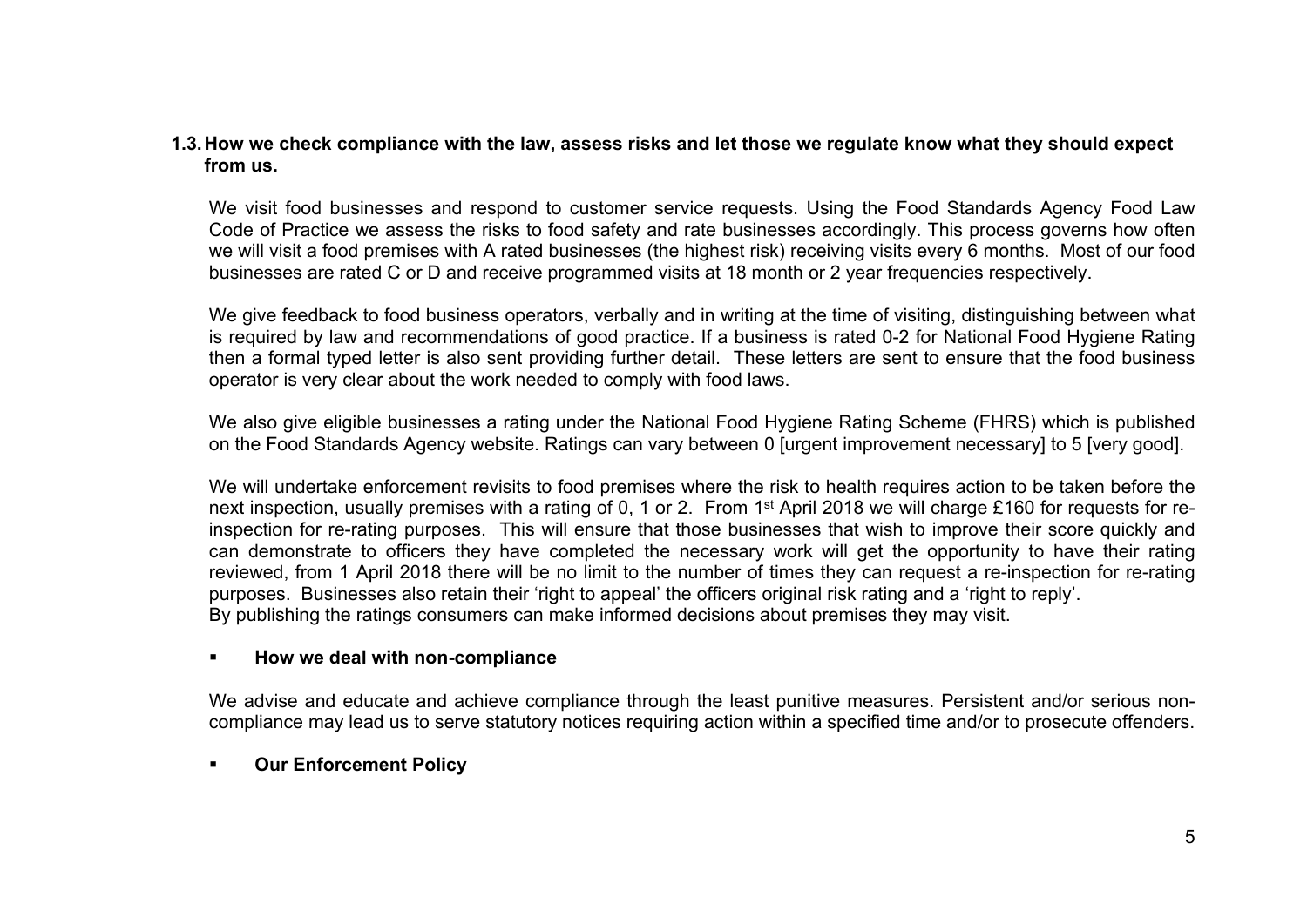### 1.3. How we check compliance with the law, assess risks and let those we regulate know what they should expect from us.

We visit food businesses and respond to customer service requests. Using the Food Standards Agency Food Law Code of Practice we assess the risks to food safety and rate businesses accordingly. This process governs how often we will visit a food premises with A rated businesses (the highest risk) receiving visits every 6 months. Most of our food businesses are rated C or D and receive programmed visits at 18 month or 2 year frequencies respectively.

We give feedback to food business operators, verbally and in writing at the time of visiting, distinguishing between what is required by law and recommendations of good practice. If a business is rated 0-2 for National Food Hygiene Rating then a formal typed letter is also sent providing further detail. These letters are sent to ensure that the food business operator is very clear about the work needed to comply with food laws.

We also give eligible businesses a rating under the National Food Hygiene Rating Scheme (FHRS) which is published on the Food Standards Agency website. Ratings can vary between 0 [urgent improvement necessary] to 5 [very good].

We will undertake enforcement revisits to food premises where the risk to health requires action to be taken before the next inspection, usually premises with a rating of 0, 1 or 2. From 1st April 2018 we will charge £160 for requests for re-inspection for re-rating purposes. This will ensure that those businesses that wish to improve their score quickly and can demonstrate to officers they have completed the necessary work will get the opportunity to have their rating reviewed, from 1 April 2018 there will be no limit to the number of times they can request a re-inspection for re-rating purposes. Businesses also retain their 'right to appeal' the officers original risk rating and a 'right to reply'.
By publishing the ratings consumers can make informed decisions about premises they may visit.

- **How we deal with non-compliance**

We advise and educate and achieve compliance through the least punitive measures. Persistent and/or serious non-compliance may lead us to serve statutory notices requiring action within a specified time and/or to prosecute offenders.

- **Our Enforcement Policy**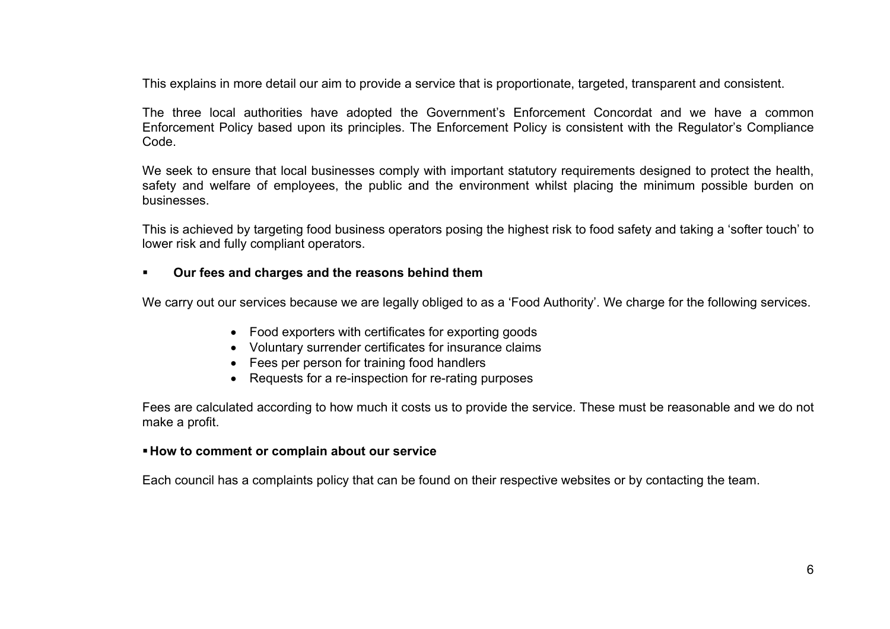This explains in more detail our aim to provide a service that is proportionate, targeted, transparent and consistent.

The three local authorities have adopted the Government's Enforcement Concordat and we have a common Enforcement Policy based upon its principles. The Enforcement Policy is consistent with the Regulator's Compliance Code.

We seek to ensure that local businesses comply with important statutory requirements designed to protect the health, safety and welfare of employees, the public and the environment whilst placing the minimum possible burden on businesses.

This is achieved by targeting food business operators posing the highest risk to food safety and taking a 'softer touch' to lower risk and fully compliant operators.

- **Our fees and charges and the reasons behind them**

We carry out our services because we are legally obliged to as a 'Food Authority'. We charge for the following services.

- Food exporters with certificates for exporting goods
- Voluntary surrender certificates for insurance claims
- Fees per person for training food handlers
- Requests for a re-inspection for re-rating purposes

Fees are calculated according to how much it costs us to provide the service. These must be reasonable and we do not make a profit.

- **How to comment or complain about our service**

Each council has a complaints policy that can be found on their respective websites or by contacting the team.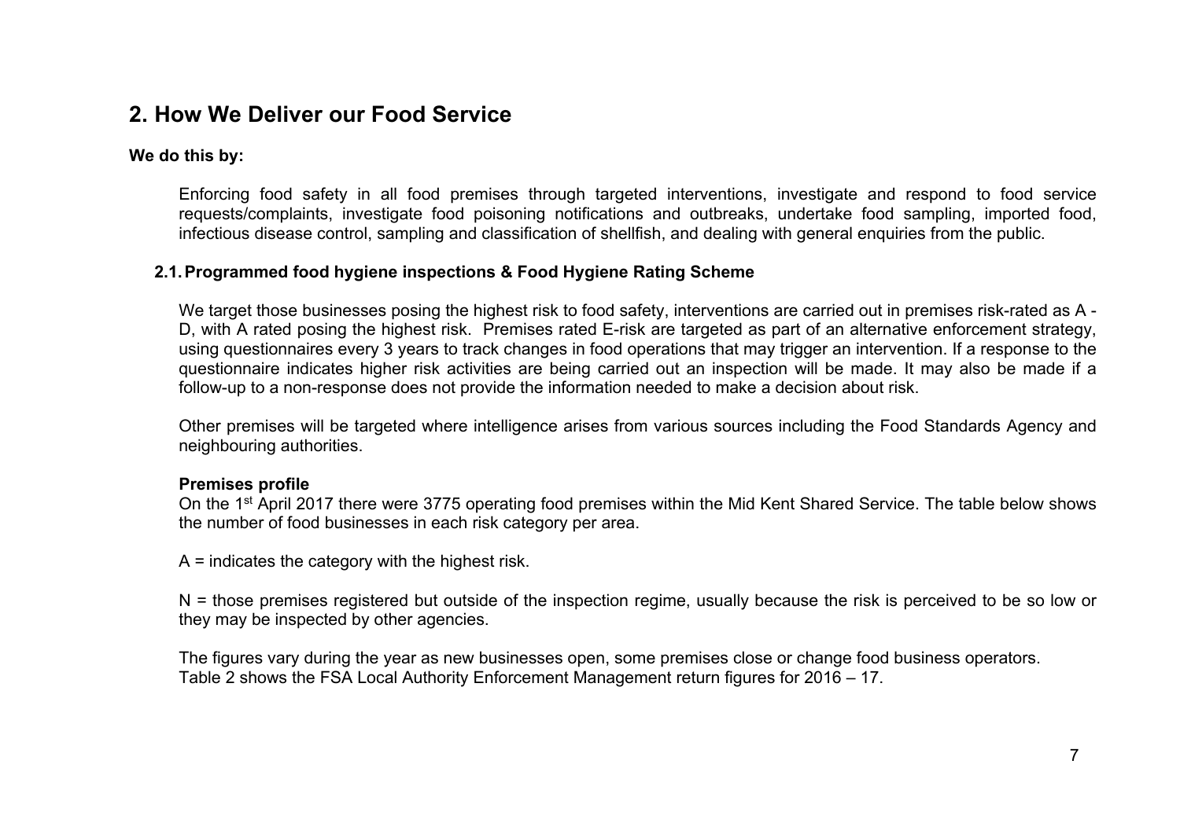## 2. How We Deliver our Food Service

**We do this by:**

Enforcing food safety in all food premises through targeted interventions, investigate and respond to food service requests/complaints, investigate food poisoning notifications and outbreaks, undertake food sampling, imported food, infectious disease control, sampling and classification of shellfish, and dealing with general enquiries from the public.

### 2.1. Programmed food hygiene inspections & Food Hygiene Rating Scheme

We target those businesses posing the highest risk to food safety, interventions are carried out in premises risk-rated as A - D, with A rated posing the highest risk. Premises rated E-risk are targeted as part of an alternative enforcement strategy, using questionnaires every 3 years to track changes in food operations that may trigger an intervention. If a response to the questionnaire indicates higher risk activities are being carried out an inspection will be made. It may also be made if a follow-up to a non-response does not provide the information needed to make a decision about risk.

Other premises will be targeted where intelligence arises from various sources including the Food Standards Agency and neighbouring authorities.

**Premises profile**

On the 1st April 2017 there were 3775 operating food premises within the Mid Kent Shared Service. The table below shows the number of food businesses in each risk category per area.

A = indicates the category with the highest risk.

N = those premises registered but outside of the inspection regime, usually because the risk is perceived to be so low or they may be inspected by other agencies.

The figures vary during the year as new businesses open, some premises close or change food business operators.
Table 2 shows the FSA Local Authority Enforcement Management return figures for 2016 – 17.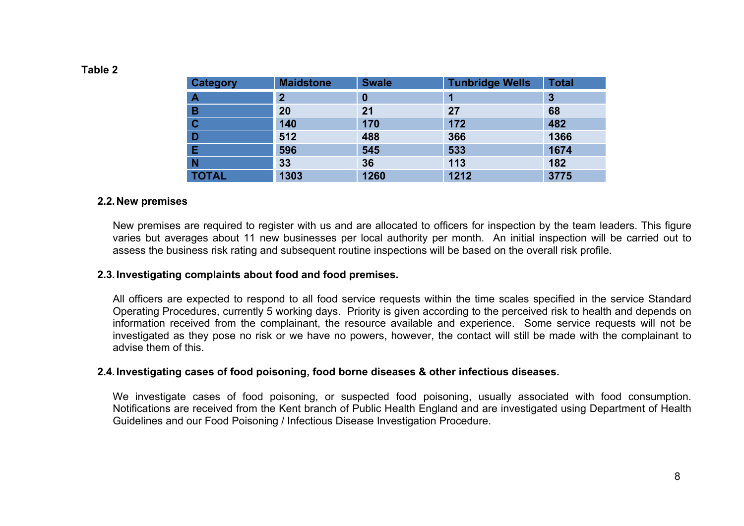**Table 2**

| Category | Maidstone | Swale | Tunbridge Wells | Total |
|---|---|---|---|---|
| A | 2 | 0 | 1 | 3 |
| B | 20 | 21 | 27 | 68 |
| C | 140 | 170 | 172 | 482 |
| D | 512 | 488 | 366 | 1366 |
| E | 596 | 545 | 533 | 1674 |
| N | 33 | 36 | 113 | 182 |
| TOTAL | 1303 | 1260 | 1212 | 3775 |

### 2.2. New premises

New premises are required to register with us and are allocated to officers for inspection by the team leaders. This figure varies but averages about 11 new businesses per local authority per month. An initial inspection will be carried out to assess the business risk rating and subsequent routine inspections will be based on the overall risk profile.

### 2.3. Investigating complaints about food and food premises.

All officers are expected to respond to all food service requests within the time scales specified in the service Standard Operating Procedures, currently 5 working days. Priority is given according to the perceived risk to health and depends on information received from the complainant, the resource available and experience. Some service requests will not be investigated as they pose no risk or we have no powers, however, the contact will still be made with the complainant to advise them of this.

### 2.4. Investigating cases of food poisoning, food borne diseases & other infectious diseases.

We investigate cases of food poisoning, or suspected food poisoning, usually associated with food consumption. Notifications are received from the Kent branch of Public Health England and are investigated using Department of Health Guidelines and our Food Poisoning / Infectious Disease Investigation Procedure.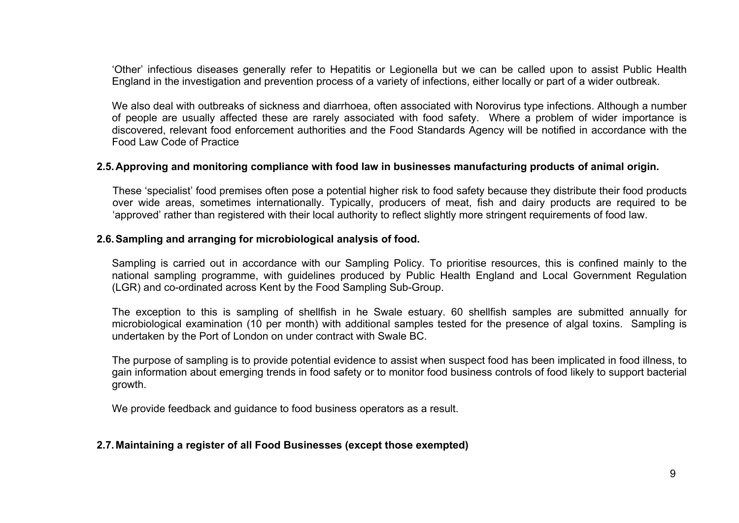‘Other’ infectious diseases generally refer to Hepatitis or Legionella but we can be called upon to assist Public Health England in the investigation and prevention process of a variety of infections, either locally or part of a wider outbreak.

We also deal with outbreaks of sickness and diarrhoea, often associated with Norovirus type infections. Although a number of people are usually affected these are rarely associated with food safety. Where a problem of wider importance is discovered, relevant food enforcement authorities and the Food Standards Agency will be notified in accordance with the Food Law Code of Practice

### 2.5. Approving and monitoring compliance with food law in businesses manufacturing products of animal origin.

These ‘specialist’ food premises often pose a potential higher risk to food safety because they distribute their food products over wide areas, sometimes internationally. Typically, producers of meat, fish and dairy products are required to be ‘approved’ rather than registered with their local authority to reflect slightly more stringent requirements of food law.

### 2.6. Sampling and arranging for microbiological analysis of food.

Sampling is carried out in accordance with our Sampling Policy. To prioritise resources, this is confined mainly to the national sampling programme, with guidelines produced by Public Health England and Local Government Regulation (LGR) and co-ordinated across Kent by the Food Sampling Sub-Group.

The exception to this is sampling of shellfish in he Swale estuary. 60 shellfish samples are submitted annually for microbiological examination (10 per month) with additional samples tested for the presence of algal toxins. Sampling is undertaken by the Port of London on under contract with Swale BC.

The purpose of sampling is to provide potential evidence to assist when suspect food has been implicated in food illness, to gain information about emerging trends in food safety or to monitor food business controls of food likely to support bacterial growth.

We provide feedback and guidance to food business operators as a result.

### 2.7. Maintaining a register of all Food Businesses (except those exempted)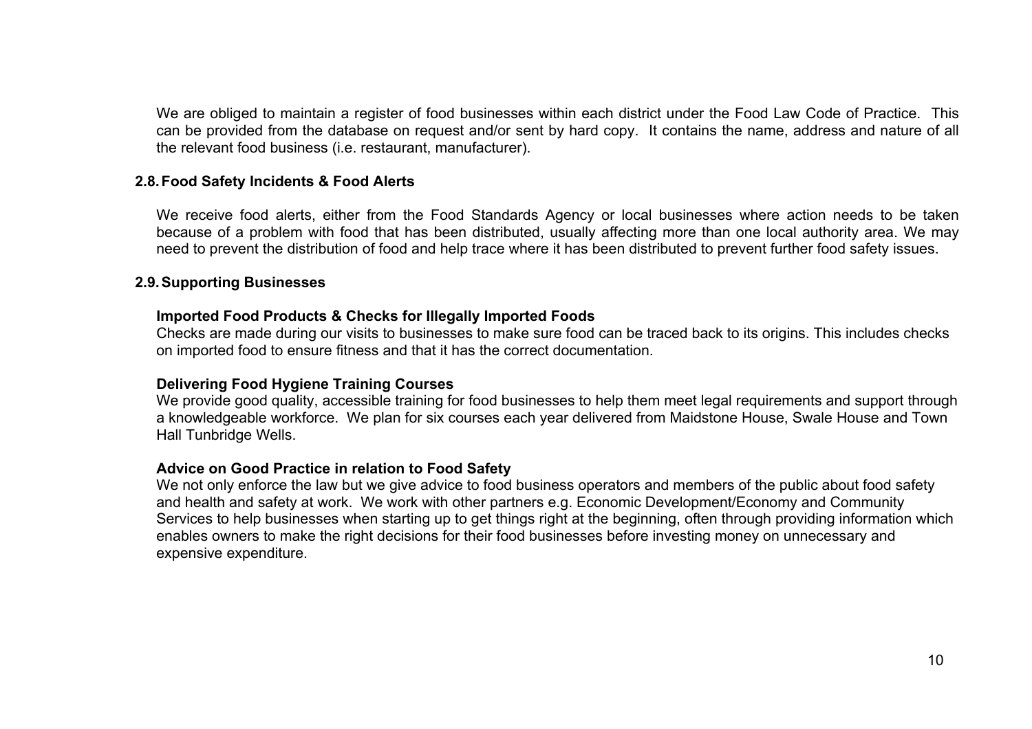We are obliged to maintain a register of food businesses within each district under the Food Law Code of Practice. This can be provided from the database on request and/or sent by hard copy. It contains the name, address and nature of all the relevant food business (i.e. restaurant, manufacturer).

## 2.8. Food Safety Incidents & Food Alerts

We receive food alerts, either from the Food Standards Agency or local businesses where action needs to be taken because of a problem with food that has been distributed, usually affecting more than one local authority area. We may need to prevent the distribution of food and help trace where it has been distributed to prevent further food safety issues.

## 2.9. Supporting Businesses

### Imported Food Products & Checks for Illegally Imported Foods

Checks are made during our visits to businesses to make sure food can be traced back to its origins. This includes checks on imported food to ensure fitness and that it has the correct documentation.

### Delivering Food Hygiene Training Courses

We provide good quality, accessible training for food businesses to help them meet legal requirements and support through a knowledgeable workforce. We plan for six courses each year delivered from Maidstone House, Swale House and Town Hall Tunbridge Wells.

### Advice on Good Practice in relation to Food Safety

We not only enforce the law but we give advice to food business operators and members of the public about food safety and health and safety at work. We work with other partners e.g. Economic Development/Economy and Community Services to help businesses when starting up to get things right at the beginning, often through providing information which enables owners to make the right decisions for their food businesses before investing money on unnecessary and expensive expenditure.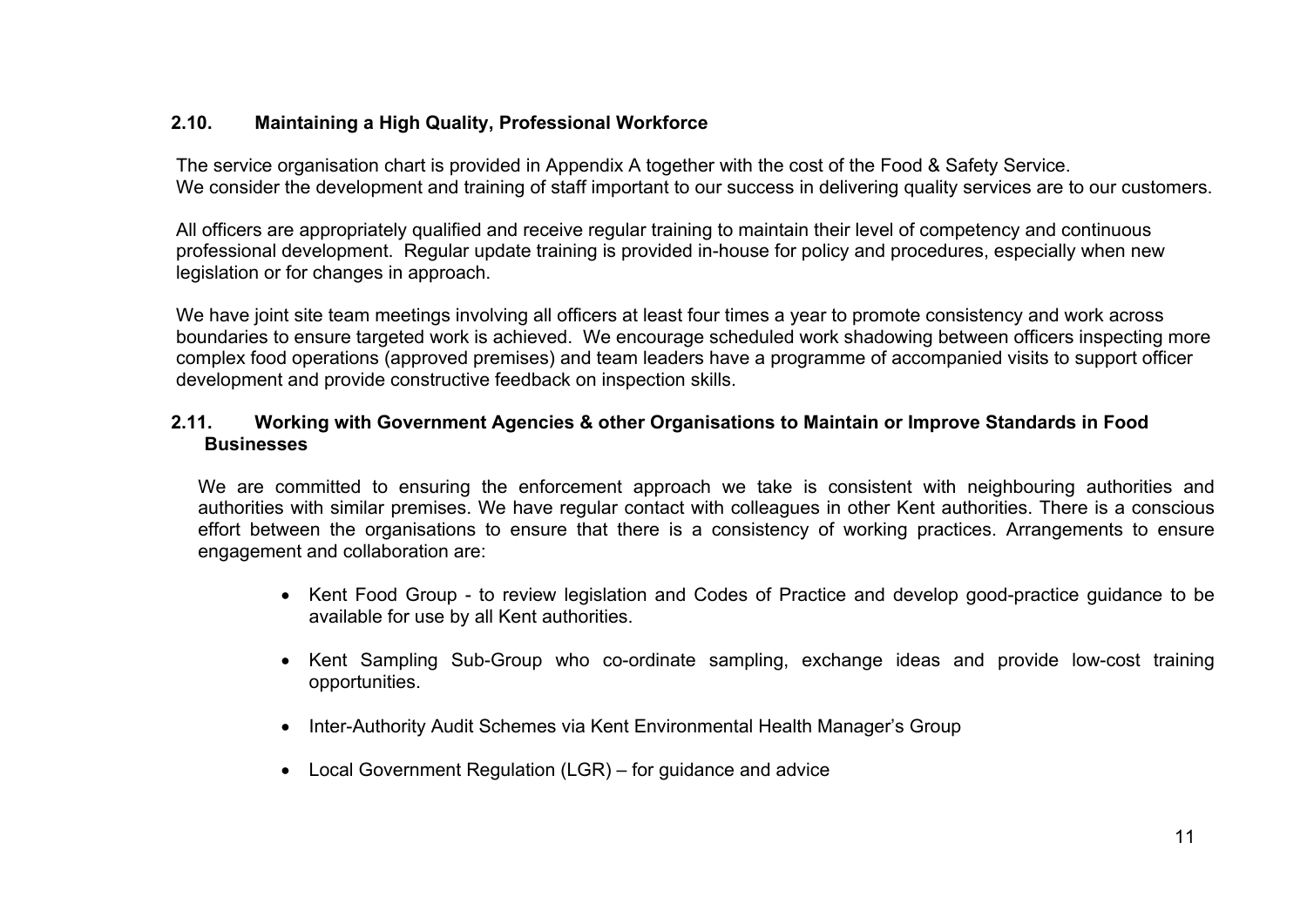## 2.10. Maintaining a High Quality, Professional Workforce

The service organisation chart is provided in Appendix A together with the cost of the Food & Safety Service.
We consider the development and training of staff important to our success in delivering quality services are to our customers.

All officers are appropriately qualified and receive regular training to maintain their level of competency and continuous professional development. Regular update training is provided in-house for policy and procedures, especially when new legislation or for changes in approach.

We have joint site team meetings involving all officers at least four times a year to promote consistency and work across boundaries to ensure targeted work is achieved. We encourage scheduled work shadowing between officers inspecting more complex food operations (approved premises) and team leaders have a programme of accompanied visits to support officer development and provide constructive feedback on inspection skills.

## 2.11. Working with Government Agencies & other Organisations to Maintain or Improve Standards in Food Businesses

We are committed to ensuring the enforcement approach we take is consistent with neighbouring authorities and authorities with similar premises. We have regular contact with colleagues in other Kent authorities. There is a conscious effort between the organisations to ensure that there is a consistency of working practices. Arrangements to ensure engagement and collaboration are:

- Kent Food Group - to review legislation and Codes of Practice and develop good-practice guidance to be available for use by all Kent authorities.
- Kent Sampling Sub-Group who co-ordinate sampling, exchange ideas and provide low-cost training opportunities.
- Inter-Authority Audit Schemes via Kent Environmental Health Manager's Group
- Local Government Regulation (LGR) – for guidance and advice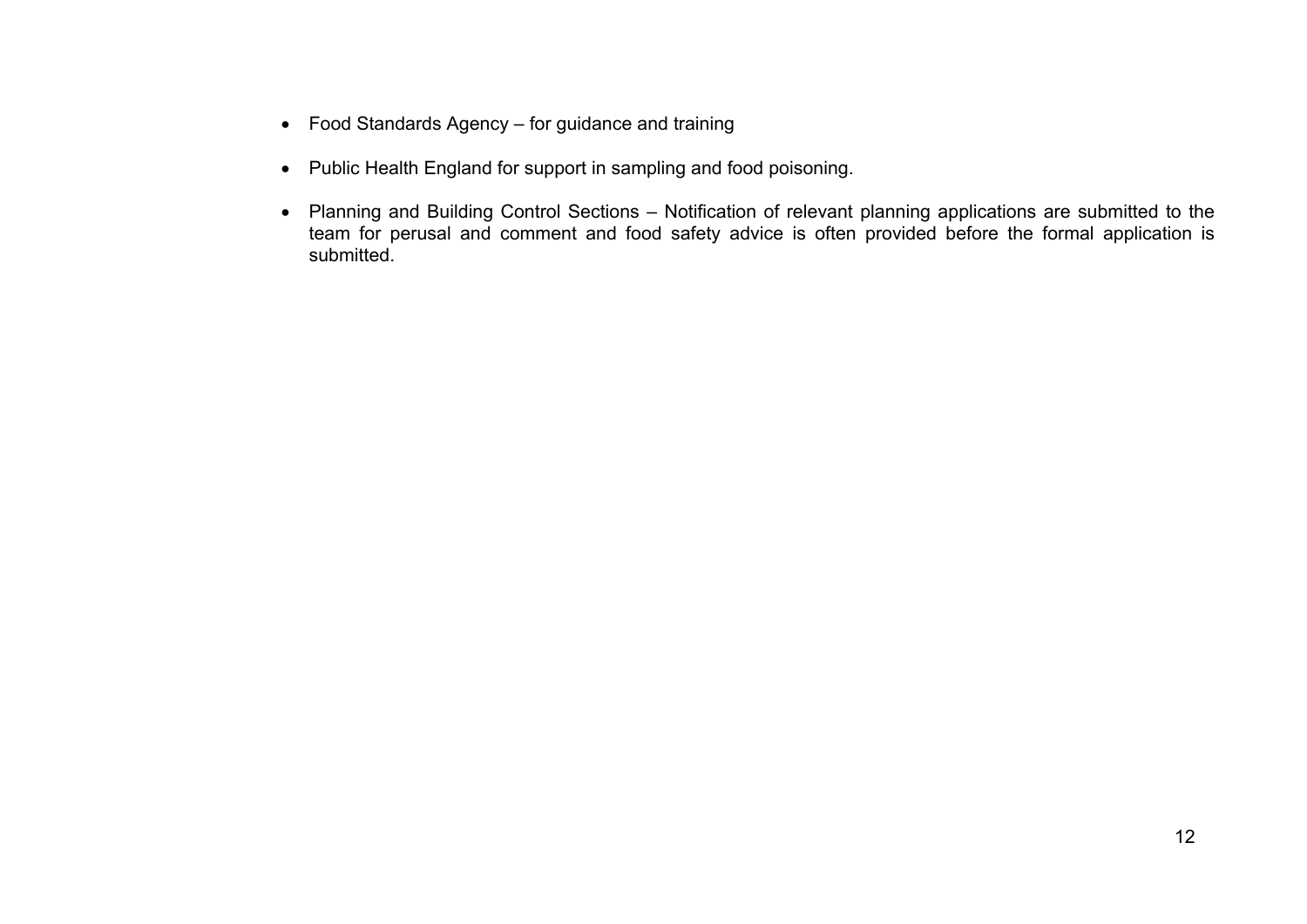- Food Standards Agency – for guidance and training
- Public Health England for support in sampling and food poisoning.
- Planning and Building Control Sections – Notification of relevant planning applications are submitted to the team for perusal and comment and food safety advice is often provided before the formal application is submitted.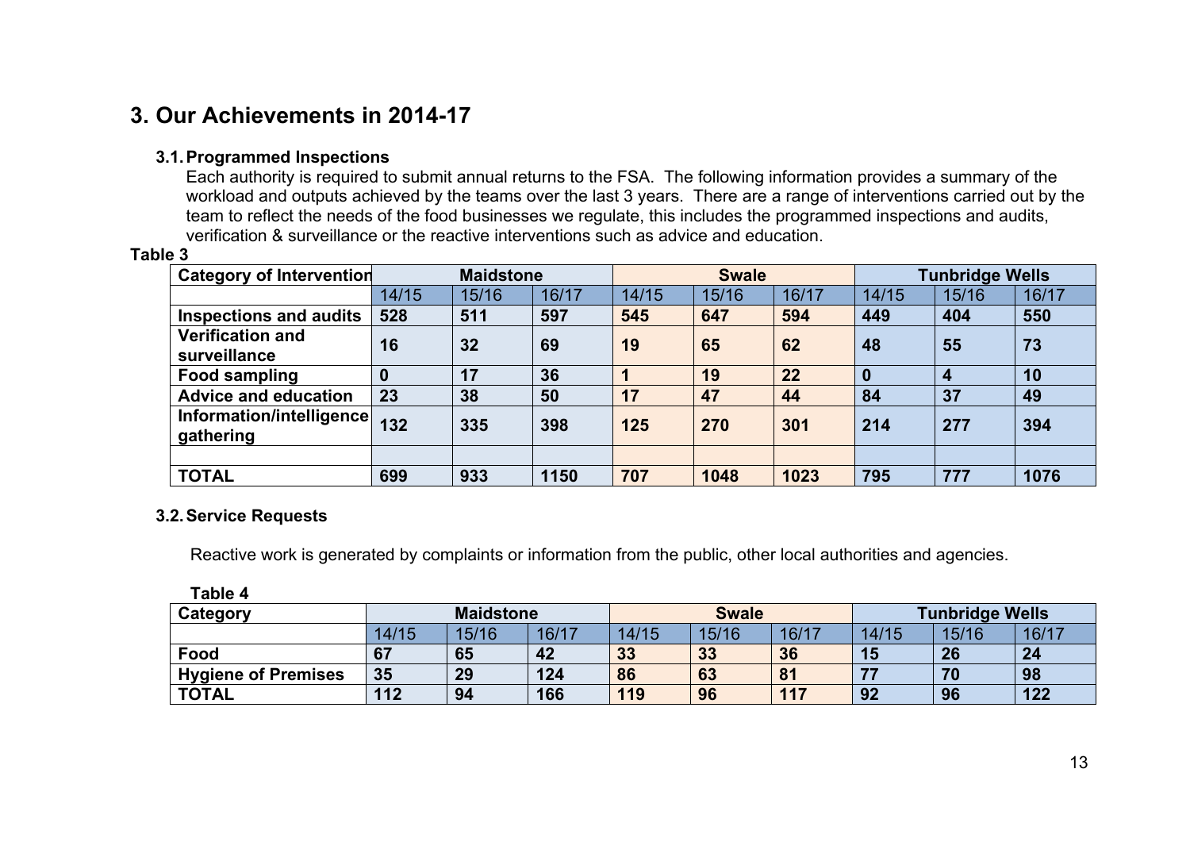# 3. Our Achievements in 2014-17

## 3.1. Programmed Inspections

Each authority is required to submit annual returns to the FSA. The following information provides a summary of the workload and outputs achieved by the teams over the last 3 years. There are a range of interventions carried out by the team to reflect the needs of the food businesses we regulate, this includes the programmed inspections and audits, verification & surveillance or the reactive interventions such as advice and education.

**Table 3**

| Category of Intervention | Maidstone | | | Swale | | | Tunbridge Wells | | |
|---|---|---|---|---|---|---|---|---|---|
| | 14/15 | 15/16 | 16/17 | 14/15 | 15/16 | 16/17 | 14/15 | 15/16 | 16/17 |
| **Inspections and audits** | **528** | **511** | **597** | **545** | **647** | **594** | **449** | **404** | **550** |
| **Verification and surveillance** | **16** | **32** | **69** | **19** | **65** | **62** | **48** | **55** | **73** |
| **Food sampling** | **0** | **17** | **36** | **1** | **19** | **22** | **0** | **4** | **10** |
| **Advice and education** | **23** | **38** | **50** | **17** | **47** | **44** | **84** | **37** | **49** |
| **Information/intelligence gathering** | **132** | **335** | **398** | **125** | **270** | **301** | **214** | **277** | **394** |
| | | | | | | | | | |
| **TOTAL** | **699** | **933** | **1150** | **707** | **1048** | **1023** | **795** | **777** | **1076** |

## 3.2. Service Requests

Reactive work is generated by complaints or information from the public, other local authorities and agencies.

**Table 4**

| Category | Maidstone | | | Swale | | | Tunbridge Wells | | |
|---|---|---|---|---|---|---|---|---|---|
| | 14/15 | 15/16 | 16/17 | 14/15 | 15/16 | 16/17 | 14/15 | 15/16 | 16/17 |
| **Food** | **67** | **65** | **42** | **33** | **33** | **36** | **15** | **26** | **24** |
| **Hygiene of Premises** | **35** | **29** | **124** | **86** | **63** | **81** | **77** | **70** | **98** |
| **TOTAL** | **112** | **94** | **166** | **119** | **96** | **117** | **92** | **96** | **122** |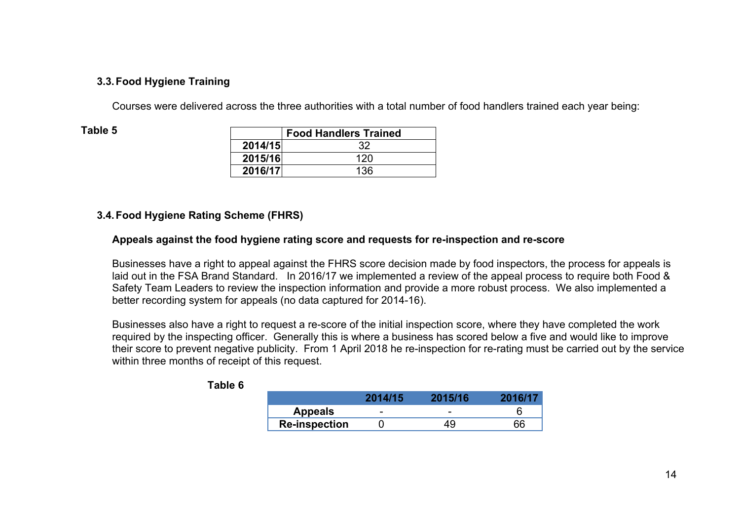### 3.3. Food Hygiene Training

Courses were delivered across the three authorities with a total number of food handlers trained each year being:

**Table 5**

| | Food Handlers Trained |
|---|---|
| **2014/15** | 32 |
| **2015/16** | 120 |
| **2016/17** | 136 |

### 3.4. Food Hygiene Rating Scheme (FHRS)

**Appeals against the food hygiene rating score and requests for re-inspection and re-score**

Businesses have a right to appeal against the FHRS score decision made by food inspectors, the process for appeals is laid out in the FSA Brand Standard. In 2016/17 we implemented a review of the appeal process to require both Food & Safety Team Leaders to review the inspection information and provide a more robust process. We also implemented a better recording system for appeals (no data captured for 2014-16).

Businesses also have a right to request a re-score of the initial inspection score, where they have completed the work required by the inspecting officer. Generally this is where a business has scored below a five and would like to improve their score to prevent negative publicity. From 1 April 2018 he re-inspection for re-rating must be carried out by the service within three months of receipt of this request.

**Table 6**

| | 2014/15 | 2015/16 | 2016/17 |
|---|---|---|---|
| **Appeals** | - | - | 6 |
| **Re-inspection** | 0 | 49 | 66 |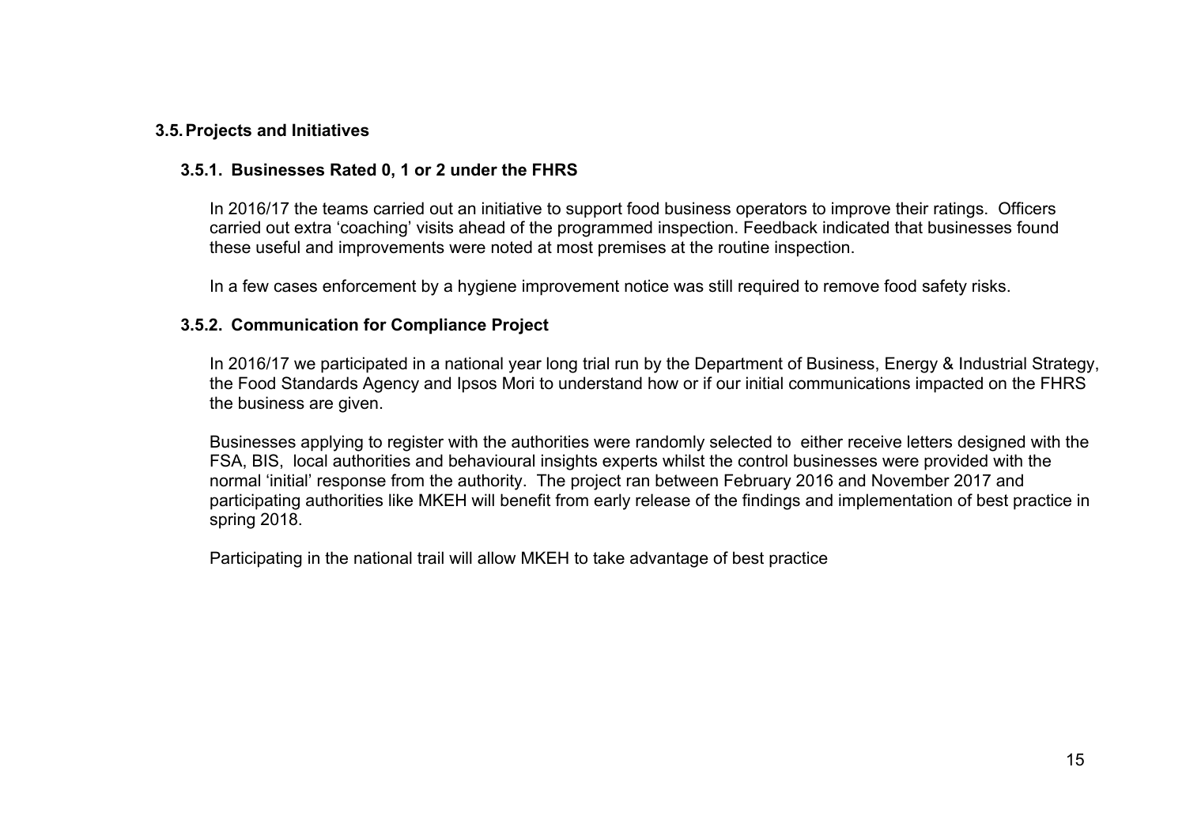## 3.5. Projects and Initiatives

### 3.5.1. Businesses Rated 0, 1 or 2 under the FHRS

In 2016/17 the teams carried out an initiative to support food business operators to improve their ratings. Officers carried out extra 'coaching' visits ahead of the programmed inspection. Feedback indicated that businesses found these useful and improvements were noted at most premises at the routine inspection.

In a few cases enforcement by a hygiene improvement notice was still required to remove food safety risks.

### 3.5.2. Communication for Compliance Project

In 2016/17 we participated in a national year long trial run by the Department of Business, Energy & Industrial Strategy, the Food Standards Agency and Ipsos Mori to understand how or if our initial communications impacted on the FHRS the business are given.

Businesses applying to register with the authorities were randomly selected to either receive letters designed with the FSA, BIS, local authorities and behavioural insights experts whilst the control businesses were provided with the normal 'initial' response from the authority. The project ran between February 2016 and November 2017 and participating authorities like MKEH will benefit from early release of the findings and implementation of best practice in spring 2018.

Participating in the national trail will allow MKEH to take advantage of best practice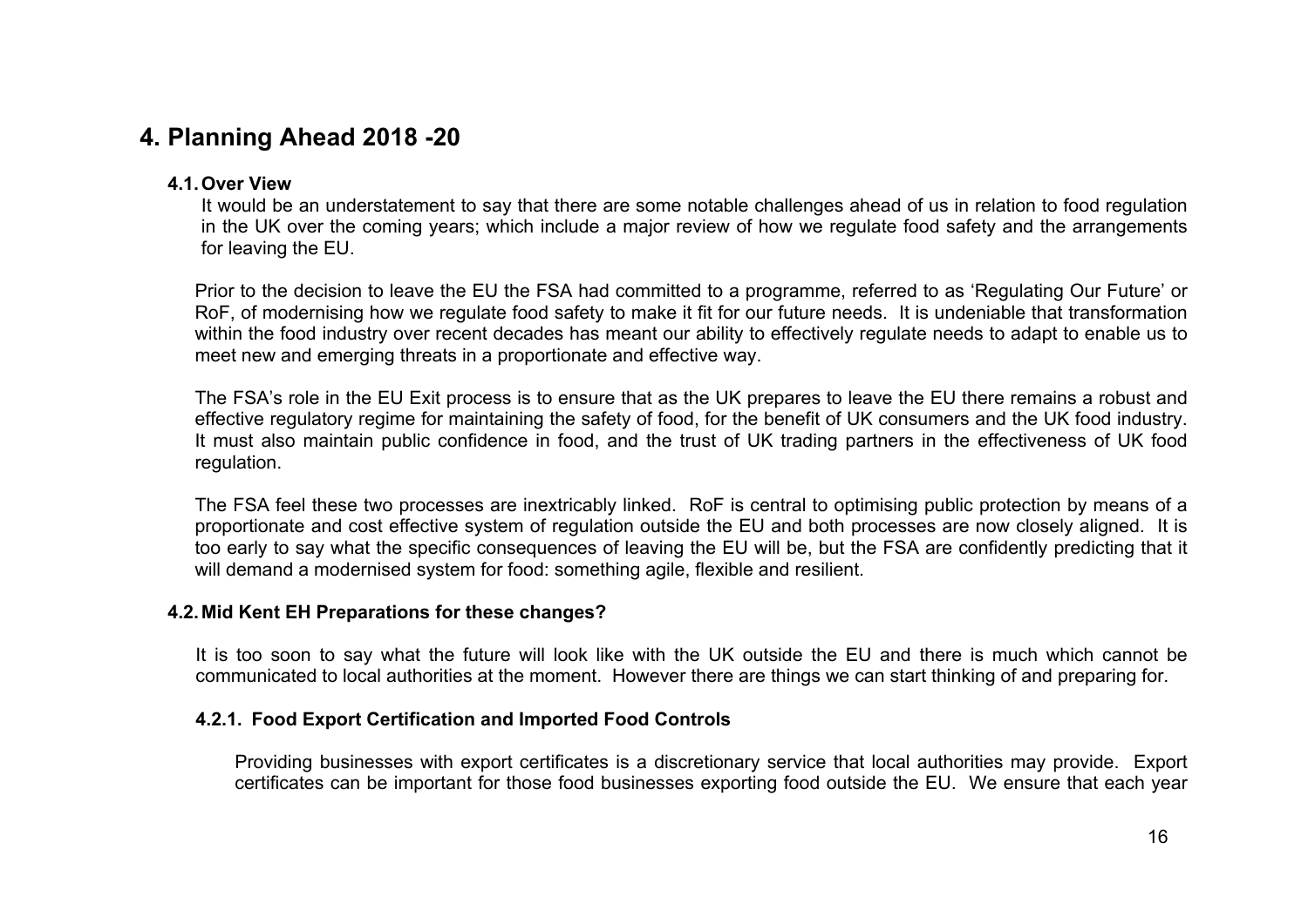# 4. Planning Ahead 2018 -20

## 4.1. Over View

It would be an understatement to say that there are some notable challenges ahead of us in relation to food regulation in the UK over the coming years; which include a major review of how we regulate food safety and the arrangements for leaving the EU.

Prior to the decision to leave the EU the FSA had committed to a programme, referred to as 'Regulating Our Future' or RoF, of modernising how we regulate food safety to make it fit for our future needs. It is undeniable that transformation within the food industry over recent decades has meant our ability to effectively regulate needs to adapt to enable us to meet new and emerging threats in a proportionate and effective way.

The FSA's role in the EU Exit process is to ensure that as the UK prepares to leave the EU there remains a robust and effective regulatory regime for maintaining the safety of food, for the benefit of UK consumers and the UK food industry. It must also maintain public confidence in food, and the trust of UK trading partners in the effectiveness of UK food regulation.

The FSA feel these two processes are inextricably linked. RoF is central to optimising public protection by means of a proportionate and cost effective system of regulation outside the EU and both processes are now closely aligned. It is too early to say what the specific consequences of leaving the EU will be, but the FSA are confidently predicting that it will demand a modernised system for food: something agile, flexible and resilient.

## 4.2. Mid Kent EH Preparations for these changes?

It is too soon to say what the future will look like with the UK outside the EU and there is much which cannot be communicated to local authorities at the moment. However there are things we can start thinking of and preparing for.

### 4.2.1. Food Export Certification and Imported Food Controls

Providing businesses with export certificates is a discretionary service that local authorities may provide. Export certificates can be important for those food businesses exporting food outside the EU. We ensure that each year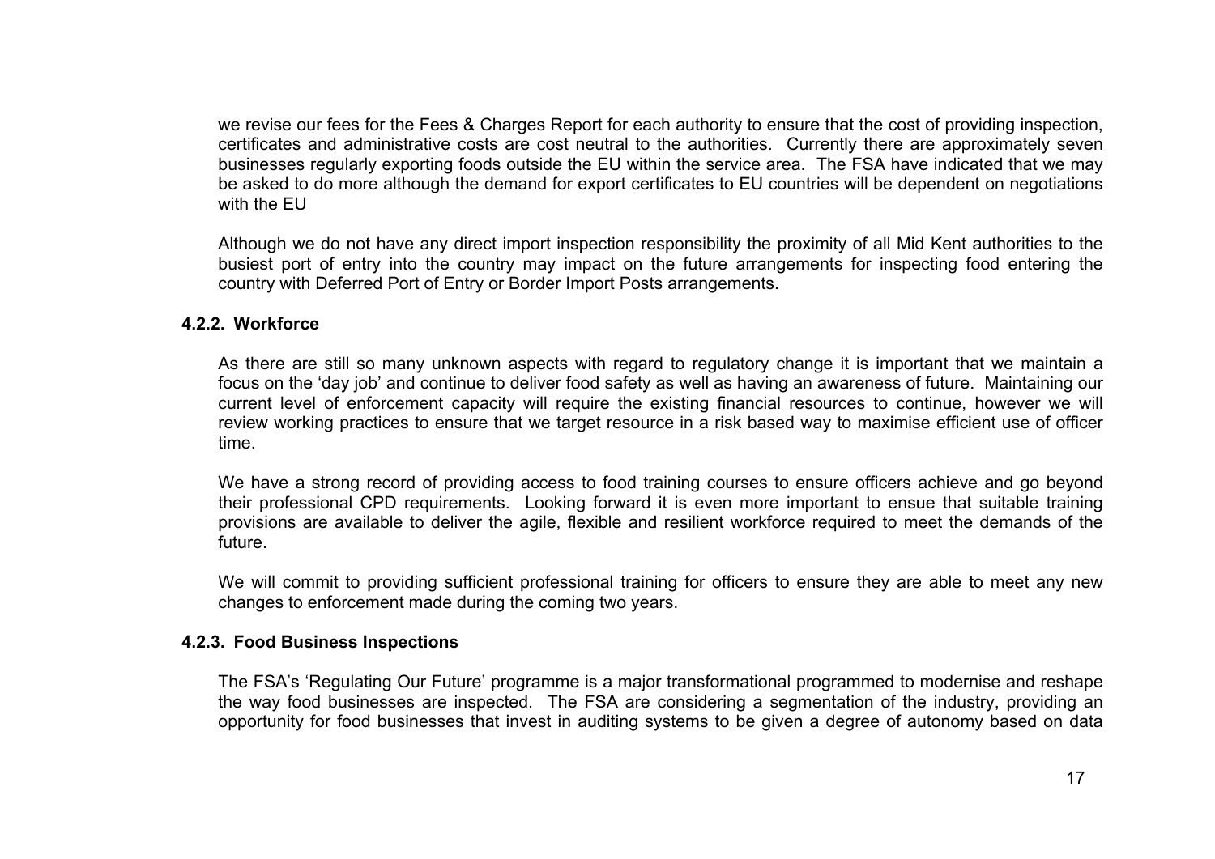we revise our fees for the Fees & Charges Report for each authority to ensure that the cost of providing inspection, certificates and administrative costs are cost neutral to the authorities. Currently there are approximately seven businesses regularly exporting foods outside the EU within the service area. The FSA have indicated that we may be asked to do more although the demand for export certificates to EU countries will be dependent on negotiations with the EU

Although we do not have any direct import inspection responsibility the proximity of all Mid Kent authorities to the busiest port of entry into the country may impact on the future arrangements for inspecting food entering the country with Deferred Port of Entry or Border Import Posts arrangements.

#### 4.2.2. Workforce

As there are still so many unknown aspects with regard to regulatory change it is important that we maintain a focus on the 'day job' and continue to deliver food safety as well as having an awareness of future. Maintaining our current level of enforcement capacity will require the existing financial resources to continue, however we will review working practices to ensure that we target resource in a risk based way to maximise efficient use of officer time.

We have a strong record of providing access to food training courses to ensure officers achieve and go beyond their professional CPD requirements. Looking forward it is even more important to ensue that suitable training provisions are available to deliver the agile, flexible and resilient workforce required to meet the demands of the future.

We will commit to providing sufficient professional training for officers to ensure they are able to meet any new changes to enforcement made during the coming two years.

#### 4.2.3. Food Business Inspections

The FSA's 'Regulating Our Future' programme is a major transformational programmed to modernise and reshape the way food businesses are inspected. The FSA are considering a segmentation of the industry, providing an opportunity for food businesses that invest in auditing systems to be given a degree of autonomy based on data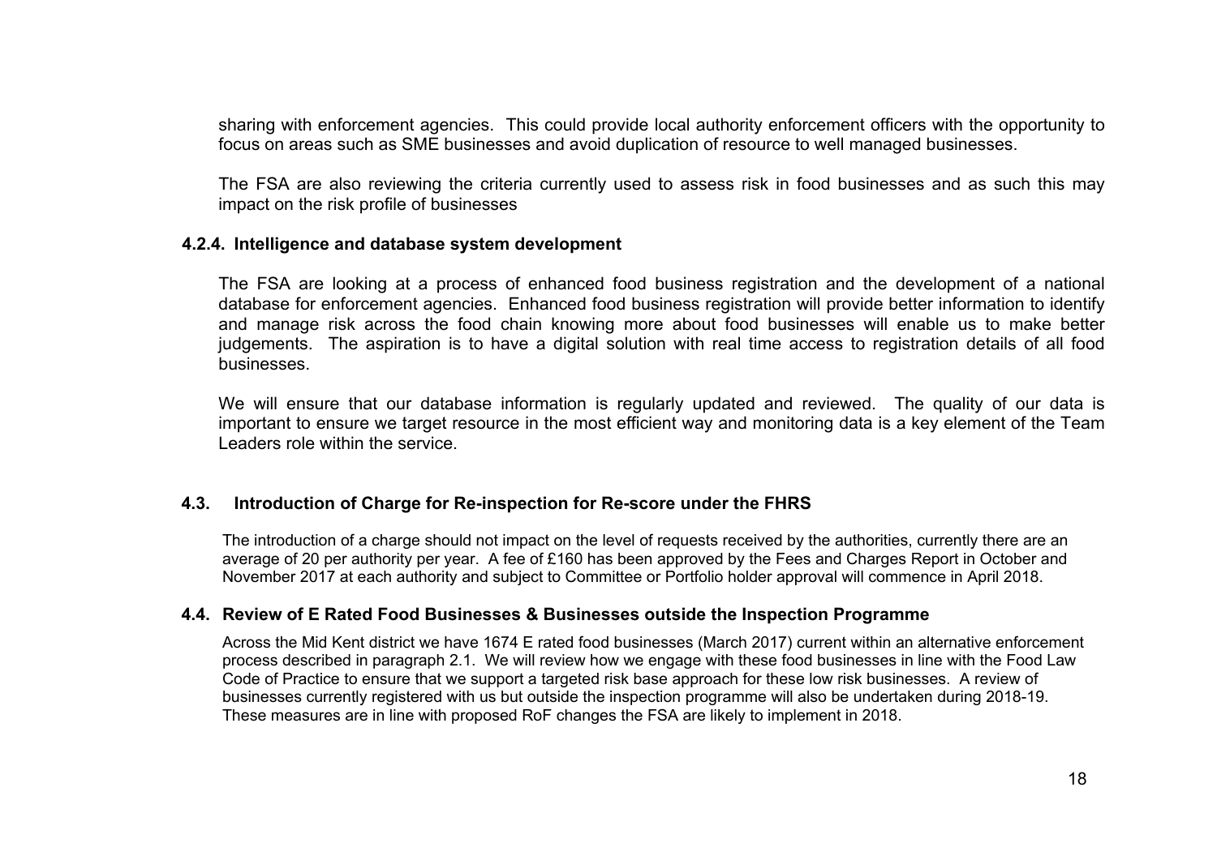sharing with enforcement agencies. This could provide local authority enforcement officers with the opportunity to focus on areas such as SME businesses and avoid duplication of resource to well managed businesses.

The FSA are also reviewing the criteria currently used to assess risk in food businesses and as such this may impact on the risk profile of businesses

#### 4.2.4. Intelligence and database system development

The FSA are looking at a process of enhanced food business registration and the development of a national database for enforcement agencies. Enhanced food business registration will provide better information to identify and manage risk across the food chain knowing more about food businesses will enable us to make better judgements. The aspiration is to have a digital solution with real time access to registration details of all food businesses.

We will ensure that our database information is regularly updated and reviewed. The quality of our data is important to ensure we target resource in the most efficient way and monitoring data is a key element of the Team Leaders role within the service.

### 4.3. Introduction of Charge for Re-inspection for Re-score under the FHRS

The introduction of a charge should not impact on the level of requests received by the authorities, currently there are an average of 20 per authority per year. A fee of £160 has been approved by the Fees and Charges Report in October and November 2017 at each authority and subject to Committee or Portfolio holder approval will commence in April 2018.

### 4.4. Review of E Rated Food Businesses & Businesses outside the Inspection Programme

Across the Mid Kent district we have 1674 E rated food businesses (March 2017) current within an alternative enforcement process described in paragraph 2.1. We will review how we engage with these food businesses in line with the Food Law Code of Practice to ensure that we support a targeted risk base approach for these low risk businesses. A review of businesses currently registered with us but outside the inspection programme will also be undertaken during 2018-19. These measures are in line with proposed RoF changes the FSA are likely to implement in 2018.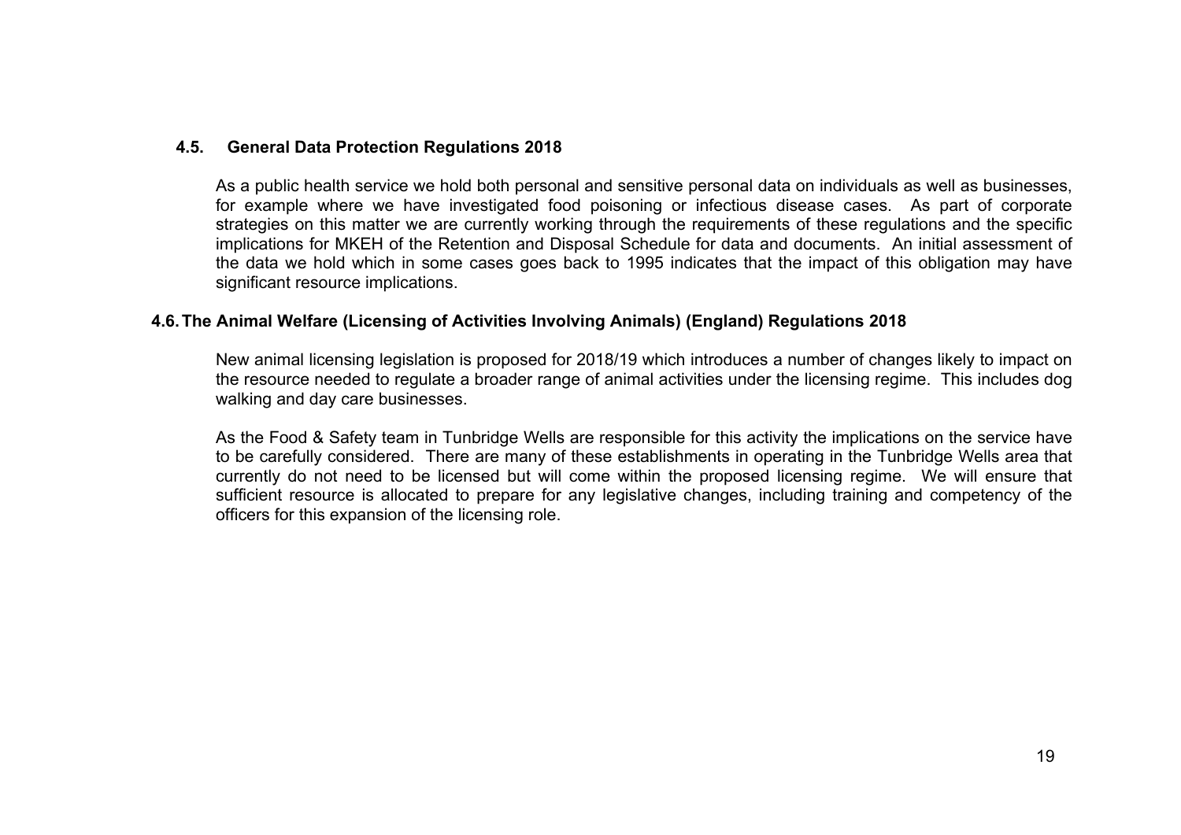### 4.5. General Data Protection Regulations 2018

As a public health service we hold both personal and sensitive personal data on individuals as well as businesses, for example where we have investigated food poisoning or infectious disease cases. As part of corporate strategies on this matter we are currently working through the requirements of these regulations and the specific implications for MKEH of the Retention and Disposal Schedule for data and documents. An initial assessment of the data we hold which in some cases goes back to 1995 indicates that the impact of this obligation may have significant resource implications.

### 4.6. The Animal Welfare (Licensing of Activities Involving Animals) (England) Regulations 2018

New animal licensing legislation is proposed for 2018/19 which introduces a number of changes likely to impact on the resource needed to regulate a broader range of animal activities under the licensing regime. This includes dog walking and day care businesses.

As the Food & Safety team in Tunbridge Wells are responsible for this activity the implications on the service have to be carefully considered. There are many of these establishments in operating in the Tunbridge Wells area that currently do not need to be licensed but will come within the proposed licensing regime. We will ensure that sufficient resource is allocated to prepare for any legislative changes, including training and competency of the officers for this expansion of the licensing role.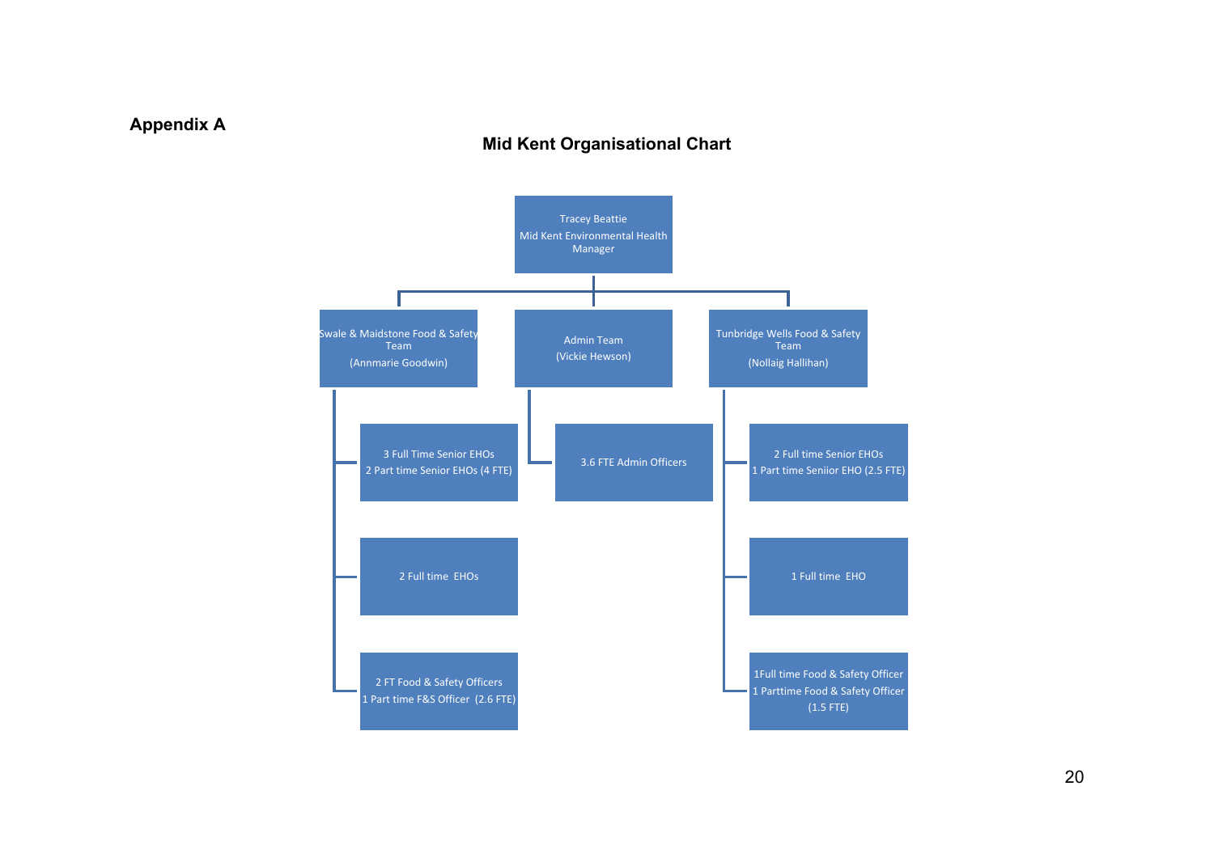**Appendix A**

## Mid Kent Organisational Chart

- **Tracey Beattie** – Mid Kent Environmental Health Manager
  - **Swale & Maidstone Food & Safety Team** (Annmarie Goodwin)
    - 3 Full Time Senior EHOs
      2 Part time Senior EHOs (4 FTE)
    - 2 Full time EHOs
    - 2 FT Food & Safety Officers
      1 Part time F&S Officer (2.6 FTE)
  - **Admin Team** (Vickie Hewson)
    - 3.6 FTE Admin Officers
  - **Tunbridge Wells Food & Safety Team** (Nollaig Hallihan)
    - 2 Full time Senior EHOs
      1 Part time Seniior EHO (2.5 FTE)
    - 1 Full time EHO
    - 1Full time Food & Safety Officer
      1 Parttime Food & Safety Officer (1.5 FTE)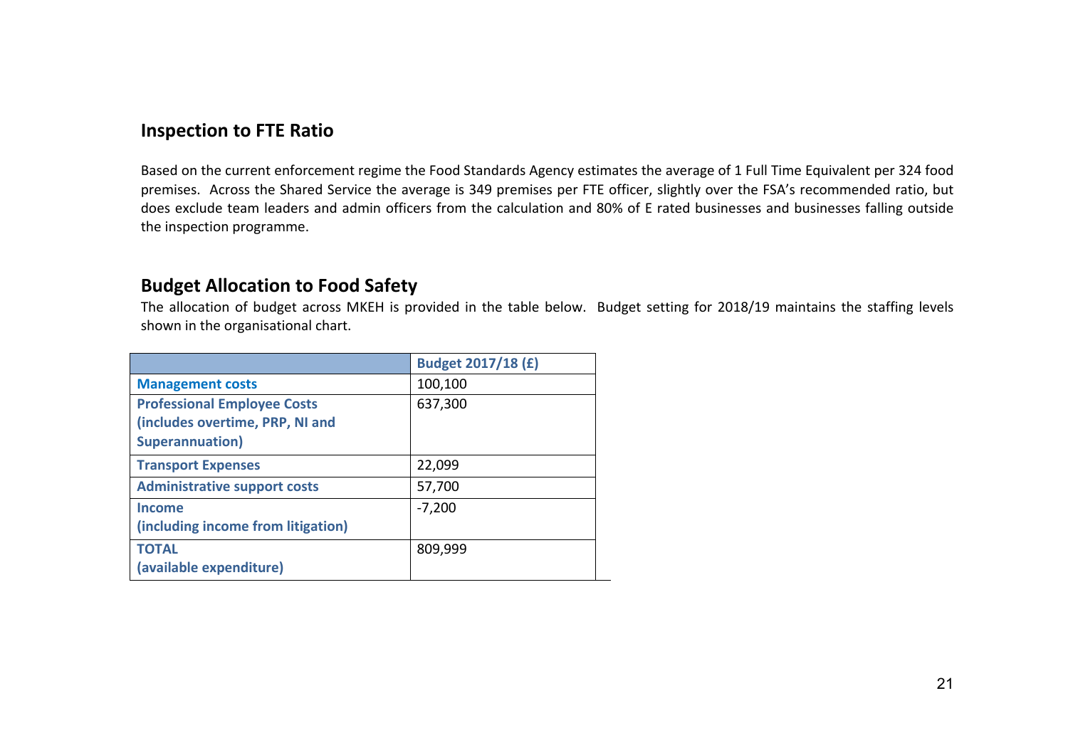## Inspection to FTE Ratio

Based on the current enforcement regime the Food Standards Agency estimates the average of 1 Full Time Equivalent per 324 food premises. Across the Shared Service the average is 349 premises per FTE officer, slightly over the FSA's recommended ratio, but does exclude team leaders and admin officers from the calculation and 80% of E rated businesses and businesses falling outside the inspection programme.

## Budget Allocation to Food Safety

The allocation of budget across MKEH is provided in the table below. Budget setting for 2018/19 maintains the staffing levels shown in the organisational chart.

| | **Budget 2017/18 (£)** |
|---|---|
| **Management costs** | 100,100 |
| **Professional Employee Costs (includes overtime, PRP, NI and Superannuation)** | 637,300 |
| **Transport Expenses** | 22,099 |
| **Administrative support costs** | 57,700 |
| **Income (including income from litigation)** | -7,200 |
| **TOTAL (available expenditure)** | 809,999 |